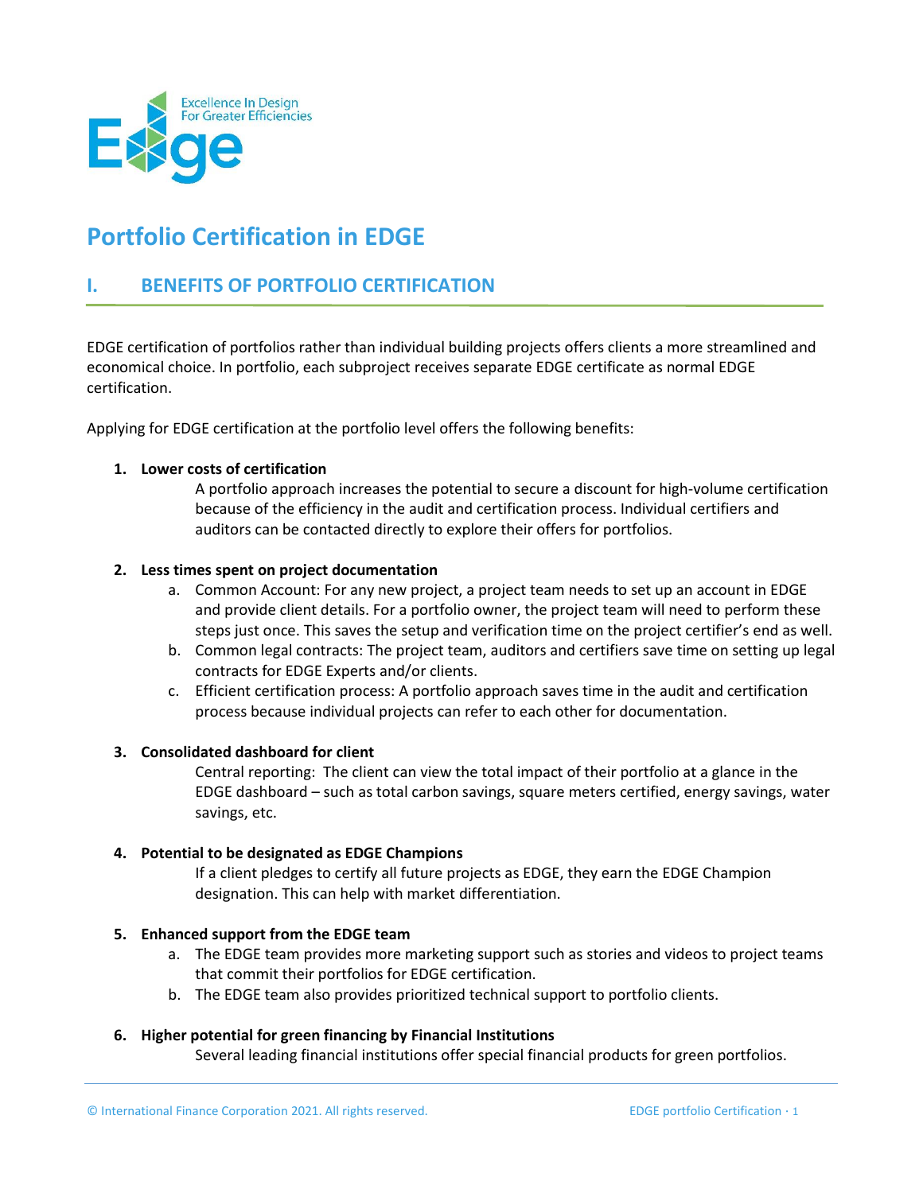Excellence In Design For Greater Efficiencies

# Portfolio Certification in EDGE

## I. BENEFITS OF PORTFOLIO CERTIFICATION

EDGE certification of portfolios rather than individual building projects offers clients a more streamlined and economical choice. In portfolio, each subproject receives separate EDGE certificate as normal EDGE certification.

Applying for EDGE certification at the portfolio level offers the following benefits:

1. **Lower costs of certification**

   A portfolio approach increases the potential to secure a discount for high-volume certification because of the efficiency in the audit and certification process. Individual certifiers and auditors can be contacted directly to explore their offers for portfolios.

2. **Less times spent on project documentation**
   a. Common Account: For any new project, a project team needs to set up an account in EDGE and provide client details. For a portfolio owner, the project team will need to perform these steps just once. This saves the setup and verification time on the project certifier's end as well.
   b. Common legal contracts: The project team, auditors and certifiers save time on setting up legal contracts for EDGE Experts and/or clients.
   c. Efficient certification process: A portfolio approach saves time in the audit and certification process because individual projects can refer to each other for documentation.

3. **Consolidated dashboard for client**

   Central reporting: The client can view the total impact of their portfolio at a glance in the EDGE dashboard – such as total carbon savings, square meters certified, energy savings, water savings, etc.

4. **Potential to be designated as EDGE Champions**

   If a client pledges to certify all future projects as EDGE, they earn the EDGE Champion designation. This can help with market differentiation.

5. **Enhanced support from the EDGE team**
   a. The EDGE team provides more marketing support such as stories and videos to project teams that commit their portfolios for EDGE certification.
   b. The EDGE team also provides prioritized technical support to portfolio clients.

6. **Higher potential for green financing by Financial Institutions**

   Several leading financial institutions offer special financial products for green portfolios.

© International Finance Corporation 2021. All rights reserved.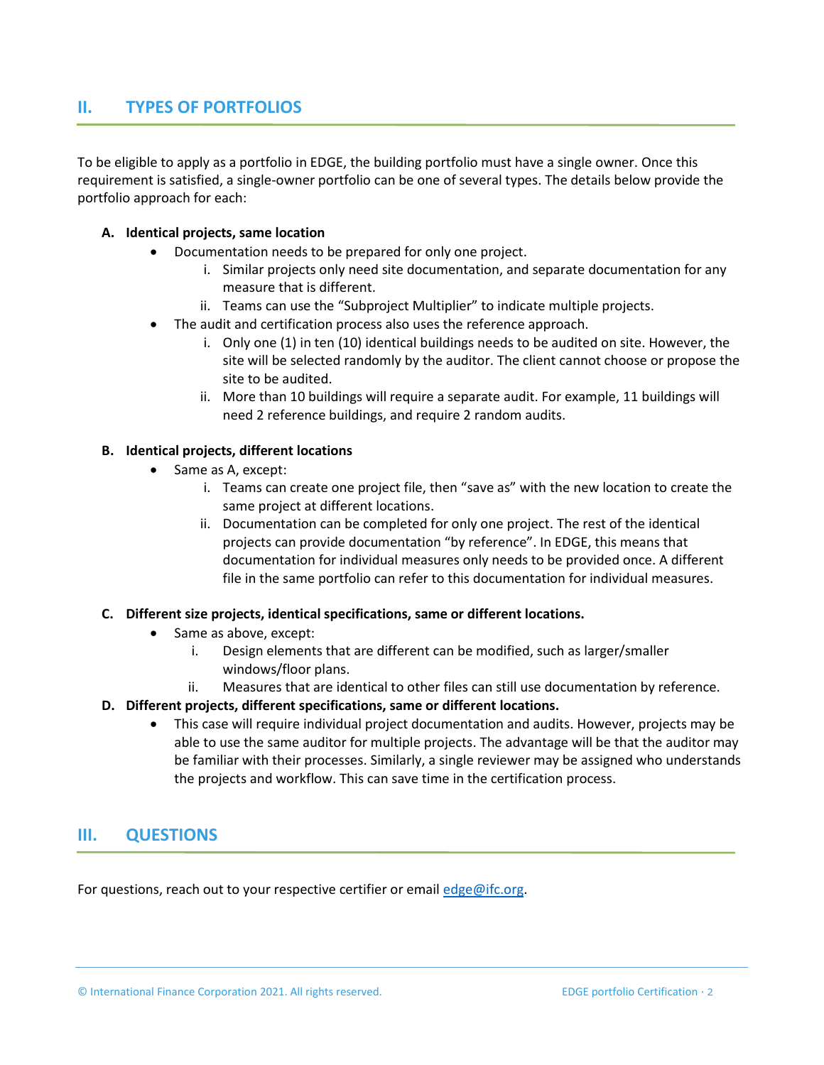## II. TYPES OF PORTFOLIOS

To be eligible to apply as a portfolio in EDGE, the building portfolio must have a single owner. Once this requirement is satisfied, a single-owner portfolio can be one of several types. The details below provide the portfolio approach for each:

**A. Identical projects, same location**

- Documentation needs to be prepared for only one project.
  - i. Similar projects only need site documentation, and separate documentation for any measure that is different.
  - ii. Teams can use the "Subproject Multiplier" to indicate multiple projects.
- The audit and certification process also uses the reference approach.
  - i. Only one (1) in ten (10) identical buildings needs to be audited on site. However, the site will be selected randomly by the auditor. The client cannot choose or propose the site to be audited.
  - ii. More than 10 buildings will require a separate audit. For example, 11 buildings will need 2 reference buildings, and require 2 random audits.

**B. Identical projects, different locations**

- Same as A, except:
  - i. Teams can create one project file, then "save as" with the new location to create the same project at different locations.
  - ii. Documentation can be completed for only one project. The rest of the identical projects can provide documentation "by reference". In EDGE, this means that documentation for individual measures only needs to be provided once. A different file in the same portfolio can refer to this documentation for individual measures.

**C. Different size projects, identical specifications, same or different locations.**

- Same as above, except:
  - i. Design elements that are different can be modified, such as larger/smaller windows/floor plans.
  - ii. Measures that are identical to other files can still use documentation by reference.

**D. Different projects, different specifications, same or different locations.**

- This case will require individual project documentation and audits. However, projects may be able to use the same auditor for multiple projects. The advantage will be that the auditor may be familiar with their processes. Similarly, a single reviewer may be assigned who understands the projects and workflow. This can save time in the certification process.

## III. QUESTIONS

For questions, reach out to your respective certifier or email edge@ifc.org.